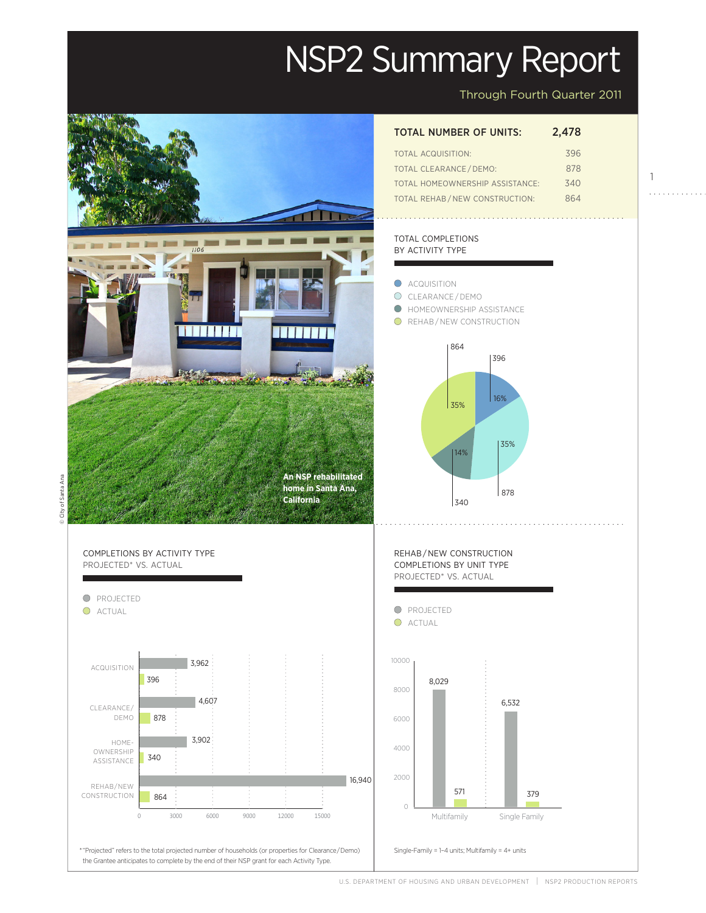# NSP2 Summary Report

Through Fourth Quarter 2011

| TOTAL NUMBER OF UNITS: | 2,478 |
|---|---|
| TOTAL ACQUISITION: | 396 |
| TOTAL CLEARANCE / DEMO: | 878 |
| TOTAL HOMEOWNERSHIP ASSISTANCE: | 340 |
| TOTAL REHAB / NEW CONSTRUCTION: | 864 |

An NSP rehabilitated home in Santa Ana, California

© City of Santa Ana

## TOTAL COMPLETIONS BY ACTIVITY TYPE

| Activity Type | Units | Percent |
|---|---|---|
| ACQUISITION | 396 | 16% |
| CLEARANCE / DEMO | 878 | 35% |
| HOMEOWNERSHIP ASSISTANCE | 340 | 14% |
| REHAB / NEW CONSTRUCTION | 864 | 35% |

## COMPLETIONS BY ACTIVITY TYPE PROJECTED* VS. ACTUAL

| Activity Type | Projected | Actual |
|---|---|---|
| ACQUISITION | 3,962 | 396 |
| CLEARANCE/ DEMO | 4,607 | 878 |
| HOME-OWNERSHIP ASSISTANCE | 3,902 | 340 |
| REHAB/NEW CONSTRUCTION | 16,940 | 864 |

*"Projected" refers to the total projected number of households (or properties for Clearance/Demo) the Grantee anticipates to complete by the end of their NSP grant for each Activity Type.

## REHAB / NEW CONSTRUCTION COMPLETIONS BY UNIT TYPE PROJECTED* VS. ACTUAL

| Unit Type | Projected | Actual |
|---|---|---|
| Multifamily | 8,029 | 571 |
| Single Family | 6,532 | 379 |

Single-Family = 1–4 units; Multifamily = 4+ units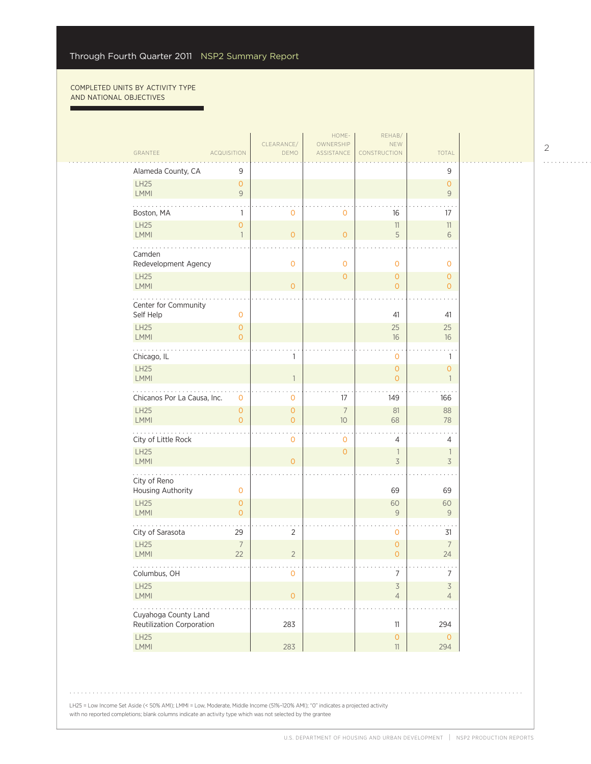COMPLETED UNITS BY ACTIVITY TYPE AND NATIONAL OBJECTIVES

| GRANTEE | ACQUISITION | CLEARANCE/ DEMO | HOME-OWNERSHIP ASSISTANCE | REHAB/ NEW CONSTRUCTION | TOTAL |
|---|---|---|---|---|---|
| Alameda County, CA | 9 | | | | 9 |
| LH25 | 0 | | | | 0 |
| LMMI | 9 | | | | 9 |
| Boston, MA | 1 | 0 | 0 | 16 | 17 |
| LH25 | 0 | | | 11 | 11 |
| LMMI | 1 | 0 | 0 | 5 | 6 |
| Camden Redevelopment Agency | | 0 | 0 | 0 | 0 |
| LH25 | | | 0 | 0 | 0 |
| LMMI | | 0 | | 0 | 0 |
| Center for Community Self Help | 0 | | | 41 | 41 |
| LH25 | 0 | | | 25 | 25 |
| LMMI | 0 | | | 16 | 16 |
| Chicago, IL | | 1 | | 0 | 1 |
| LH25 | | | | 0 | 0 |
| LMMI | | 1 | | 0 | 1 |
| Chicanos Por La Causa, Inc. | 0 | 0 | 17 | 149 | 166 |
| LH25 | 0 | 0 | 7 | 81 | 88 |
| LMMI | 0 | 0 | 10 | 68 | 78 |
| City of Little Rock | | 0 | 0 | 4 | 4 |
| LH25 | | | 0 | 1 | 1 |
| LMMI | | 0 | | 3 | 3 |
| City of Reno Housing Authority | 0 | | | 69 | 69 |
| LH25 | 0 | | | 60 | 60 |
| LMMI | 0 | | | 9 | 9 |
| City of Sarasota | 29 | 2 | | 0 | 31 |
| LH25 | 7 | | | 0 | 7 |
| LMMI | 22 | 2 | | 0 | 24 |
| Columbus, OH | | 0 | | 7 | 7 |
| LH25 | | | | 3 | 3 |
| LMMI | | 0 | | 4 | 4 |
| Cuyahoga County Land Reutilization Corporation | | 283 | | 11 | 294 |
| LH25 | | | | 0 | 0 |
| LMMI | | 283 | | 11 | 294 |

LH25 = Low Income Set Aside (< 50% AMI); LMMI = Low, Moderate, Middle Income (51%–120% AMI); "0" indicates a projected activity with no reported completions; blank columns indicate an activity type which was not selected by the grantee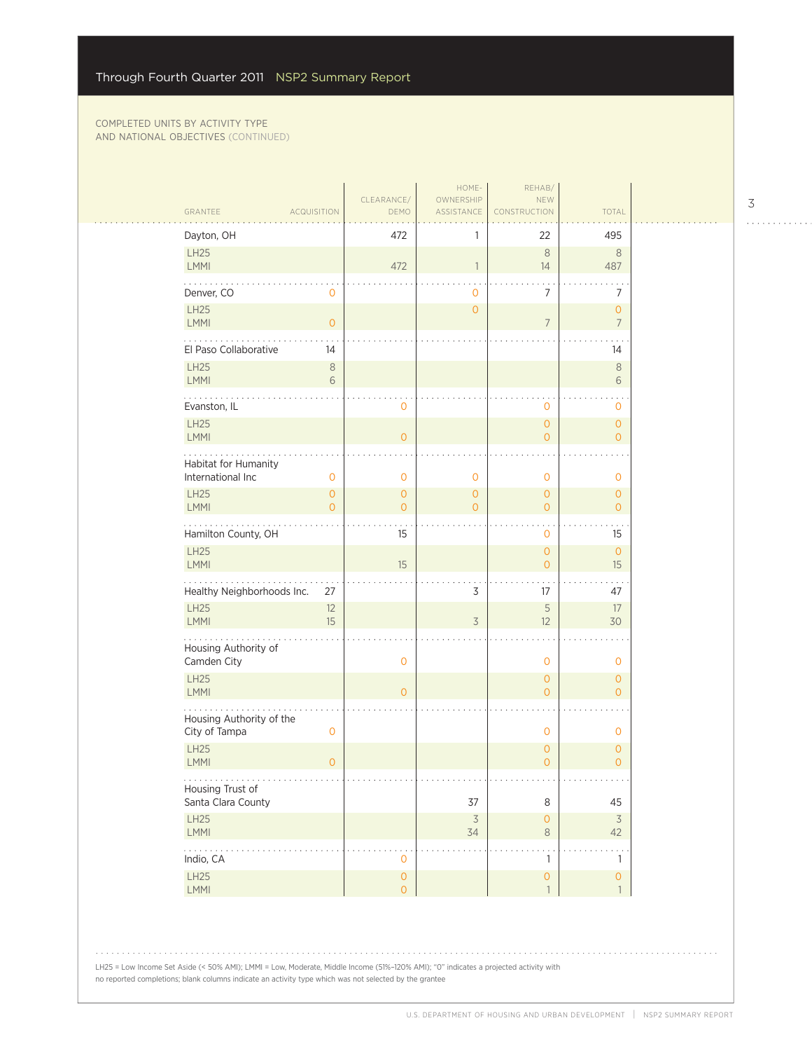COMPLETED UNITS BY ACTIVITY TYPE AND NATIONAL OBJECTIVES (CONTINUED)

| GRANTEE | ACQUISITION | CLEARANCE/ DEMO | HOME-OWNERSHIP ASSISTANCE | REHAB/ NEW CONSTRUCTION | TOTAL |
|---|---|---|---|---|---|
| Dayton, OH | | 472 | 1 | 22 | 495 |
| LH25 | | | | 8 | 8 |
| LMMI | | 472 | 1 | 14 | 487 |
| Denver, CO | 0 | | 0 | 7 | 7 |
| LH25 | | | 0 | | 0 |
| LMMI | 0 | | | 7 | 7 |
| El Paso Collaborative | 14 | | | | 14 |
| LH25 | 8 | | | | 8 |
| LMMI | 6 | | | | 6 |
| Evanston, IL | | 0 | | 0 | 0 |
| LH25 | | | | 0 | 0 |
| LMMI | | 0 | | 0 | 0 |
| Habitat for Humanity International Inc | 0 | 0 | 0 | 0 | 0 |
| LH25 | 0 | 0 | 0 | 0 | 0 |
| LMMI | 0 | 0 | 0 | 0 | 0 |
| Hamilton County, OH | | 15 | | 0 | 15 |
| LH25 | | | | 0 | 0 |
| LMMI | | 15 | | 0 | 15 |
| Healthy Neighborhoods Inc. | 27 | | 3 | 17 | 47 |
| LH25 | 12 | | | 5 | 17 |
| LMMI | 15 | | 3 | 12 | 30 |
| Housing Authority of Camden City | | 0 | | 0 | 0 |
| LH25 | | | | 0 | 0 |
| LMMI | | 0 | | 0 | 0 |
| Housing Authority of the City of Tampa | 0 | | | 0 | 0 |
| LH25 | | | | 0 | 0 |
| LMMI | 0 | | | 0 | 0 |
| Housing Trust of Santa Clara County | | | 37 | 8 | 45 |
| LH25 | | | 3 | 0 | 3 |
| LMMI | | | 34 | 8 | 42 |
| Indio, CA | | 0 | | 1 | 1 |
| LH25 | | 0 | | 0 | 0 |
| LMMI | | 0 | | 1 | 1 |

LH25 = Low Income Set Aside (< 50% AMI); LMMI = Low, Moderate, Middle Income (51%–120% AMI); "0" indicates a projected activity with no reported completions; blank columns indicate an activity type which was not selected by the grantee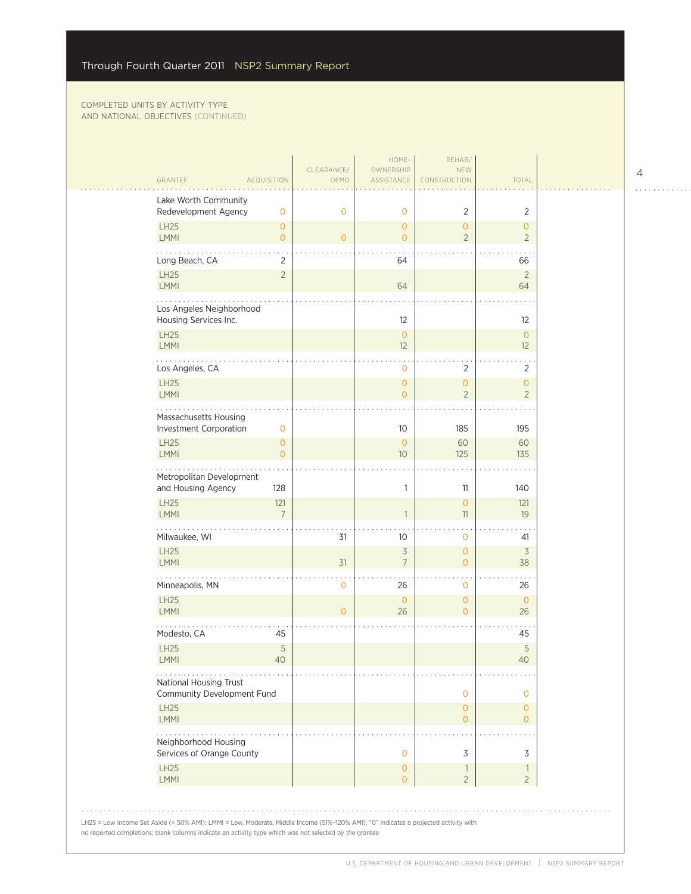COMPLETED UNITS BY ACTIVITY TYPE AND NATIONAL OBJECTIVES (CONTINUED)

| GRANTEE | ACQUISITION | CLEARANCE/ DEMO | HOME-OWNERSHIP ASSISTANCE | REHAB/ NEW CONSTRUCTION | TOTAL |
|---|---|---|---|---|---|
| Lake Worth Community Redevelopment Agency | 0 | 0 | 0 | 2 | 2 |
| LH25 | 0 | | 0 | 0 | 0 |
| LMMI | 0 | 0 | 0 | 2 | 2 |
| Long Beach, CA | 2 | | 64 | | 66 |
| LH25 | 2 | | | | 2 |
| LMMI | | | 64 | | 64 |
| Los Angeles Neighborhood Housing Services Inc. | | | 12 | | 12 |
| LH25 | | | 0 | | 0 |
| LMMI | | | 12 | | 12 |
| Los Angeles, CA | | | 0 | 2 | 2 |
| LH25 | | | 0 | 0 | 0 |
| LMMI | | | 0 | 2 | 2 |
| Massachusetts Housing Investment Corporation | 0 | | 10 | 185 | 195 |
| LH25 | 0 | | 0 | 60 | 60 |
| LMMI | 0 | | 10 | 125 | 135 |
| Metropolitan Development and Housing Agency | 128 | | 1 | 11 | 140 |
| LH25 | 121 | | | 0 | 121 |
| LMMI | 7 | | 1 | 11 | 19 |
| Milwaukee, WI | | 31 | 10 | 0 | 41 |
| LH25 | | | 3 | 0 | 3 |
| LMMI | | 31 | 7 | 0 | 38 |
| Minneapolis, MN | | 0 | 26 | 0 | 26 |
| LH25 | | | 0 | 0 | 0 |
| LMMI | | 0 | 26 | 0 | 26 |
| Modesto, CA | 45 | | | | 45 |
| LH25 | 5 | | | | 5 |
| LMMI | 40 | | | | 40 |
| National Housing Trust Community Development Fund | | | | 0 | 0 |
| LH25 | | | | 0 | 0 |
| LMMI | | | | 0 | 0 |
| Neighborhood Housing Services of Orange County | | | 0 | 3 | 3 |
| LH25 | | | 0 | 1 | 1 |
| LMMI | | | 0 | 2 | 2 |

LH25 = Low Income Set Aside (< 50% AMI); LMMI = Low, Moderate, Middle Income (51%–120% AMI); "0" indicates a projected activity with no reported completions; blank columns indicate an activity type which was not selected by the grantee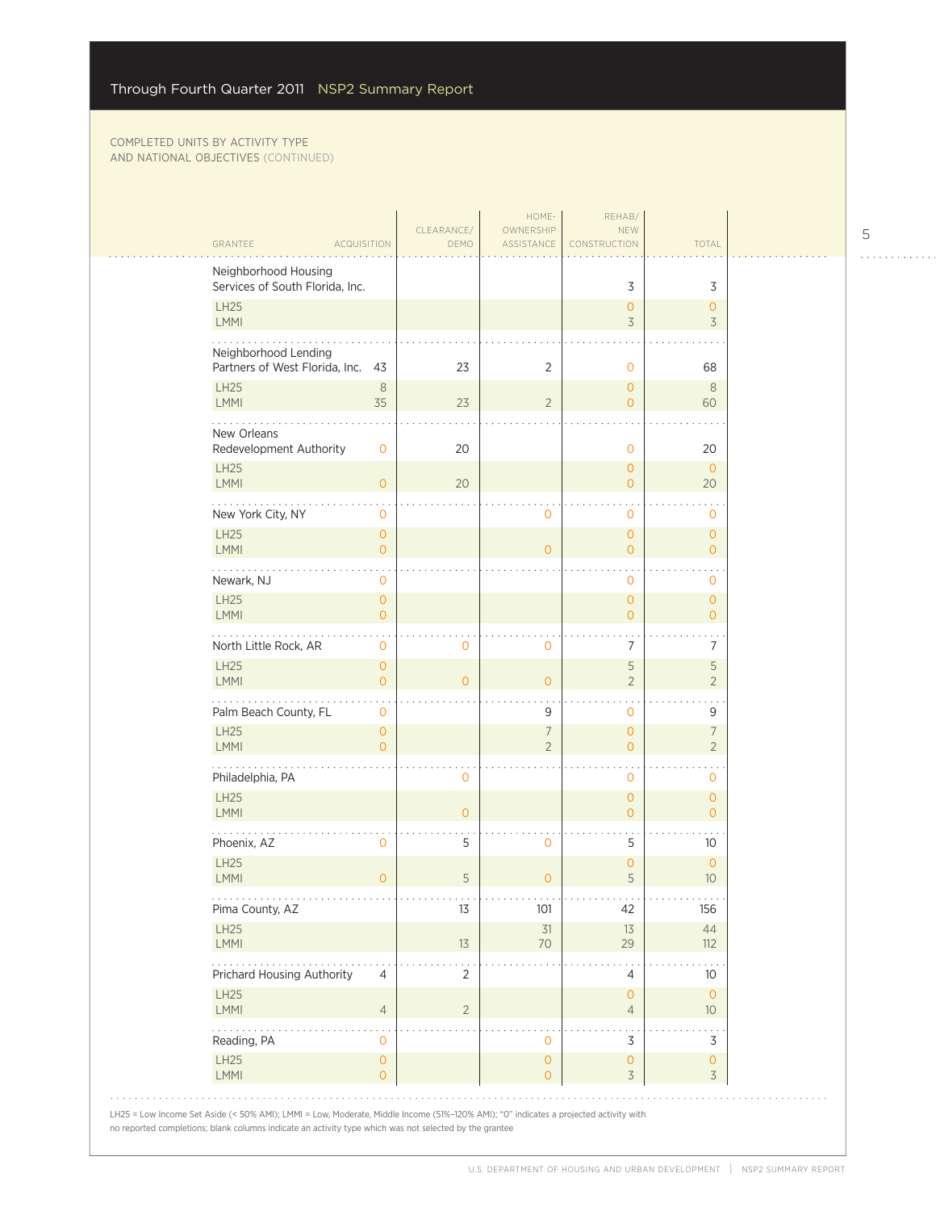COMPLETED UNITS BY ACTIVITY TYPE AND NATIONAL OBJECTIVES (CONTINUED)

| GRANTEE | ACQUISITION | CLEARANCE/ DEMO | HOME-OWNERSHIP ASSISTANCE | REHAB/ NEW CONSTRUCTION | TOTAL |
|---|---|---|---|---|---|
| Neighborhood Housing Services of South Florida, Inc. | | | | 3 | 3 |
| LH25 | | | | 0 | 0 |
| LMMI | | | | 3 | 3 |
| Neighborhood Lending Partners of West Florida, Inc. | 43 | 23 | 2 | 0 | 68 |
| LH25 | 8 | | | 0 | 8 |
| LMMI | 35 | 23 | 2 | 0 | 60 |
| New Orleans Redevelopment Authority | 0 | 20 | | 0 | 20 |
| LH25 | | | | 0 | 0 |
| LMMI | 0 | 20 | | 0 | 20 |
| New York City, NY | 0 | | 0 | 0 | 0 |
| LH25 | 0 | | | 0 | 0 |
| LMMI | 0 | | 0 | 0 | 0 |
| Newark, NJ | 0 | | | 0 | 0 |
| LH25 | 0 | | | 0 | 0 |
| LMMI | 0 | | | 0 | 0 |
| North Little Rock, AR | 0 | 0 | 0 | 7 | 7 |
| LH25 | 0 | | | 5 | 5 |
| LMMI | 0 | 0 | 0 | 2 | 2 |
| Palm Beach County, FL | 0 | | 9 | 0 | 9 |
| LH25 | 0 | | 7 | 0 | 7 |
| LMMI | 0 | | 2 | 0 | 2 |
| Philadelphia, PA | | 0 | | 0 | 0 |
| LH25 | | | | 0 | 0 |
| LMMI | | 0 | | 0 | 0 |
| Phoenix, AZ | 0 | 5 | 0 | 5 | 10 |
| LH25 | | | | 0 | 0 |
| LMMI | 0 | 5 | 0 | 5 | 10 |
| Pima County, AZ | | 13 | 101 | 42 | 156 |
| LH25 | | | 31 | 13 | 44 |
| LMMI | | 13 | 70 | 29 | 112 |
| Prichard Housing Authority | 4 | 2 | | 4 | 10 |
| LH25 | | | | 0 | 0 |
| LMMI | 4 | 2 | | 4 | 10 |
| Reading, PA | 0 | | 0 | 3 | 3 |
| LH25 | 0 | | 0 | 0 | 0 |
| LMMI | 0 | | 0 | 3 | 3 |

LH25 = Low Income Set Aside (< 50% AMI); LMMI = Low, Moderate, Middle Income (51%–120% AMI); "0" indicates a projected activity with no reported completions; blank columns indicate an activity type which was not selected by the grantee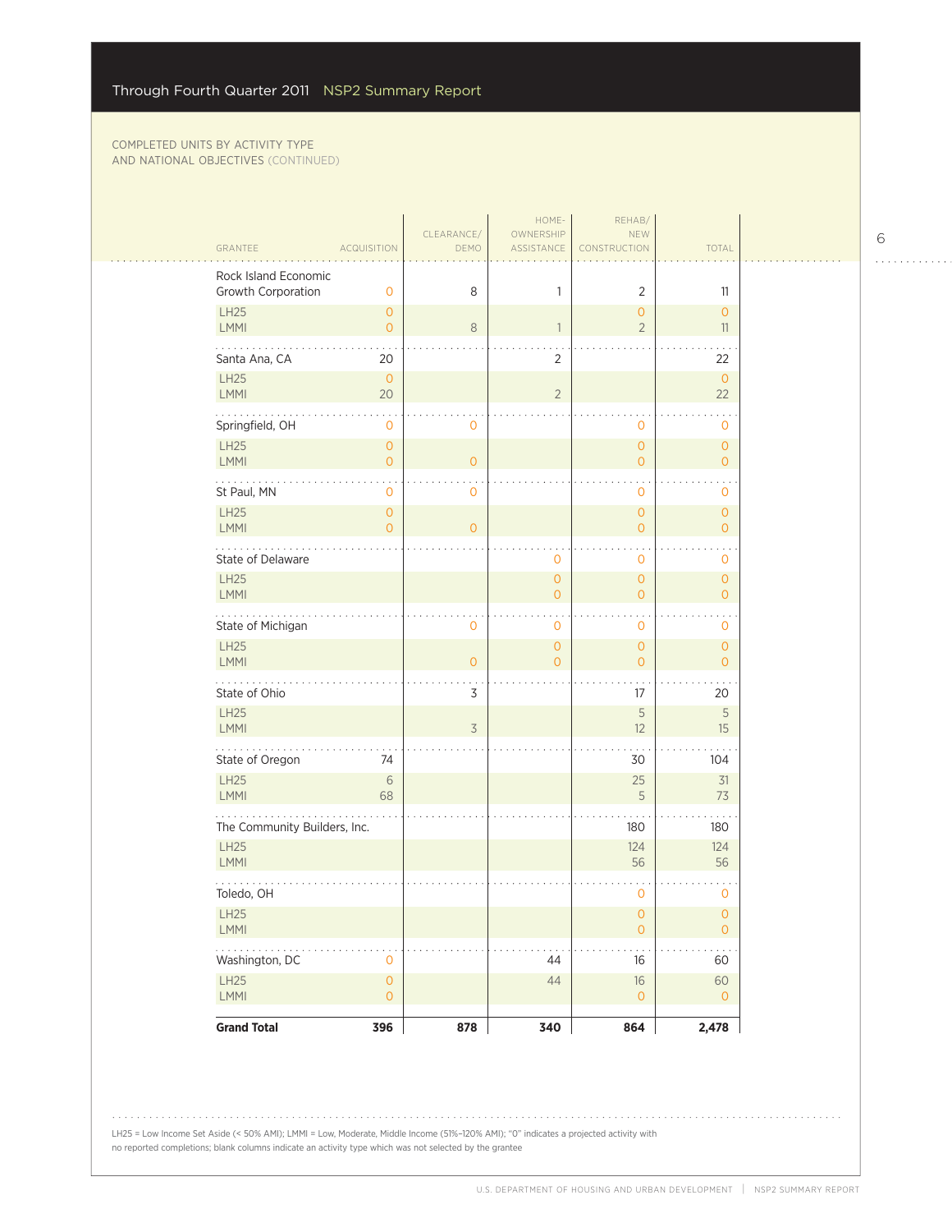COMPLETED UNITS BY ACTIVITY TYPE AND NATIONAL OBJECTIVES (CONTINUED)

| GRANTEE | ACQUISITION | CLEARANCE/ DEMO | HOME-OWNERSHIP ASSISTANCE | REHAB/ NEW CONSTRUCTION | TOTAL |
|---|---|---|---|---|---|
| Rock Island Economic Growth Corporation | 0 | 8 | 1 | 2 | 11 |
| LH25 | 0 | | | 0 | 0 |
| LMMI | 0 | 8 | 1 | 2 | 11 |
| Santa Ana, CA | 20 | | 2 | | 22 |
| LH25 | 0 | | | | 0 |
| LMMI | 20 | | 2 | | 22 |
| Springfield, OH | 0 | 0 | | 0 | 0 |
| LH25 | 0 | | | 0 | 0 |
| LMMI | 0 | 0 | | 0 | 0 |
| St Paul, MN | 0 | 0 | | 0 | 0 |
| LH25 | 0 | | | 0 | 0 |
| LMMI | 0 | 0 | | 0 | 0 |
| State of Delaware | | | 0 | 0 | 0 |
| LH25 | | | 0 | 0 | 0 |
| LMMI | | | 0 | 0 | 0 |
| State of Michigan | | 0 | 0 | 0 | 0 |
| LH25 | | | 0 | 0 | 0 |
| LMMI | | 0 | 0 | 0 | 0 |
| State of Ohio | | 3 | | 17 | 20 |
| LH25 | | | | 5 | 5 |
| LMMI | | 3 | | 12 | 15 |
| State of Oregon | 74 | | | 30 | 104 |
| LH25 | 6 | | | 25 | 31 |
| LMMI | 68 | | | 5 | 73 |
| The Community Builders, Inc. | | | | 180 | 180 |
| LH25 | | | | 124 | 124 |
| LMMI | | | | 56 | 56 |
| Toledo, OH | | | | 0 | 0 |
| LH25 | | | | 0 | 0 |
| LMMI | | | | 0 | 0 |
| Washington, DC | 0 | | 44 | 16 | 60 |
| LH25 | 0 | | 44 | 16 | 60 |
| LMMI | 0 | | | 0 | 0 |
| **Grand Total** | **396** | **878** | **340** | **864** | **2,478** |

LH25 = Low Income Set Aside (< 50% AMI); LMMI = Low, Moderate, Middle Income (51%–120% AMI); "0" indicates a projected activity with no reported completions; blank columns indicate an activity type which was not selected by the grantee